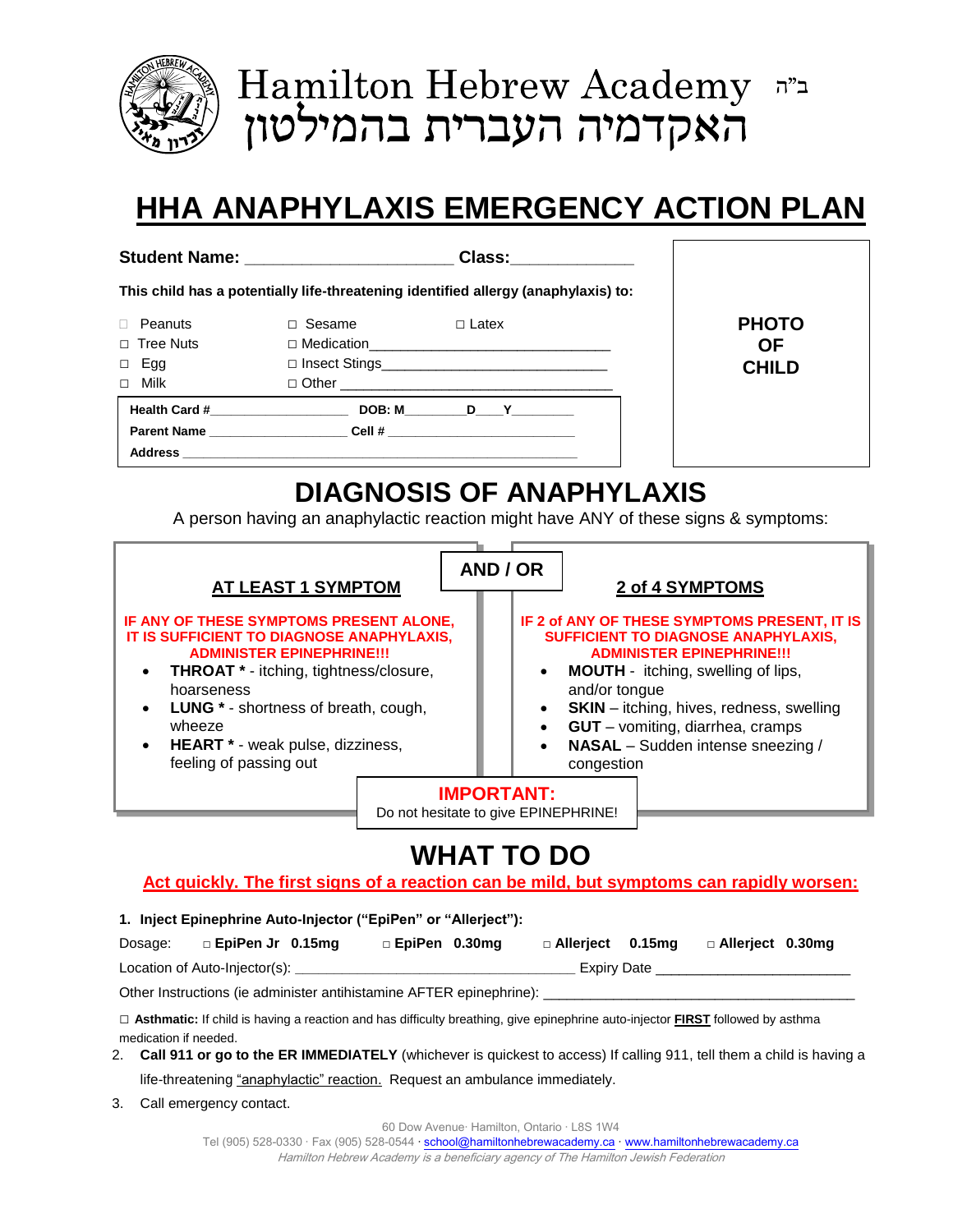Hamilton Hebrew Academy ב"ה

האקדמיה העברית בהמילטון

# HHA ANAPHYLAXIS EMERGENCY ACTION PLAN

**Student Name:** ______________________ **Class:**_____________

**This child has a potentially life-threatening identified allergy (anaphylaxis) to:**

□ Peanuts □ Sesame □ Latex
□ Tree Nuts □ Medication______________________________
□ Egg □ Insect Stings_____________________________
□ Milk □ Other _________________________________

**Health Card #**__________________ **DOB: M**________**D**___**Y**________
**Parent Name** __________________ **Cell #** ________________________
**Address** ______________________________________________________

**PHOTO OF CHILD**

## DIAGNOSIS OF ANAPHYLAXIS

A person having an anaphylactic reaction might have ANY of these signs & symptoms:

### AT LEAST 1 SYMPTOM

**IF ANY OF THESE SYMPTOMS PRESENT ALONE, IT IS SUFFICIENT TO DIAGNOSE ANAPHYLAXIS, ADMINISTER EPINEPHRINE!!!**

- **THROAT \*** - itching, tightness/closure, hoarseness
- **LUNG \*** - shortness of breath, cough, wheeze
- **HEART \*** - weak pulse, dizziness, feeling of passing out

**AND / OR**

### 2 of 4 SYMPTOMS

**IF 2 of ANY OF THESE SYMPTOMS PRESENT, IT IS SUFFICIENT TO DIAGNOSE ANAPHYLAXIS, ADMINISTER EPINEPHRINE!!!**

- **MOUTH** - itching, swelling of lips, and/or tongue
- **SKIN** – itching, hives, redness, swelling
- **GUT** – vomiting, diarrhea, cramps
- **NASAL** – Sudden intense sneezing / congestion

**IMPORTANT:**
Do not hesitate to give EPINEPHRINE!

## WHAT TO DO

**Act quickly. The first signs of a reaction can be mild, but symptoms can rapidly worsen:**

1. **Inject Epinephrine Auto-Injector ("EpiPen" or "Allerject"):**

   Dosage: □ **EpiPen Jr 0.15mg** □ **EpiPen 0.30mg** □ **Allerject 0.15mg** □ **Allerject 0.30mg**

   Location of Auto-Injector(s): ___________________________________ Expiry Date ________________________

   Other Instructions (ie administer antihistamine AFTER epinephrine): ________________________________________

   □ **Asthmatic:** If child is having a reaction and has difficulty breathing, give epinephrine auto-injector **FIRST** followed by asthma medication if needed.

2. **Call 911 or go to the ER IMMEDIATELY** (whichever is quickest to access) If calling 911, tell them a child is having a life-threatening "anaphylactic" reaction. Request an ambulance immediately.
3. Call emergency contact.

60 Dow Avenue· Hamilton, Ontario · L8S 1W4
Tel (905) 528-0330 · Fax (905) 528-0544 · school@hamiltonhebrewacademy.ca · www.hamiltonhebrewacademy.ca
*Hamilton Hebrew Academy is a beneficiary agency of The Hamilton Jewish Federation*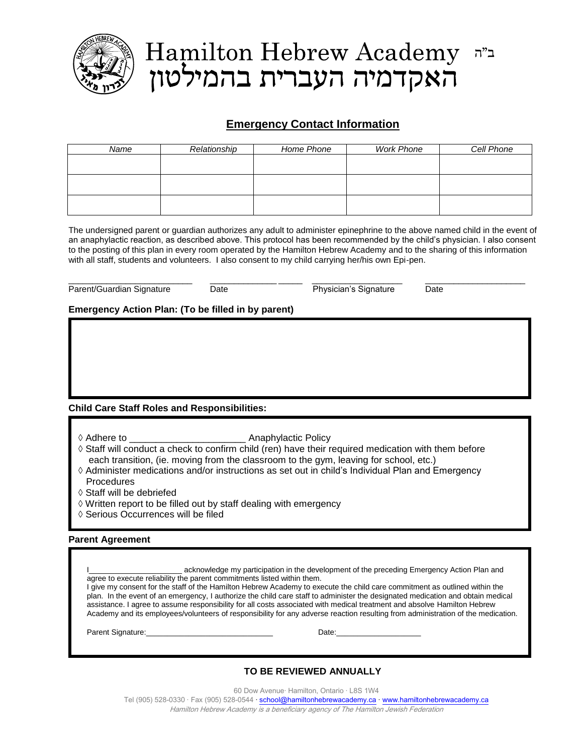Hamilton Hebrew Academy ב"ה
האקדמיה העברית בהמילטון

## Emergency Contact Information

| *Name* | *Relationship* | *Home Phone* | *Work Phone* | *Cell Phone* |
|---|---|---|---|---|
| | | | | |
| | | | | |
| | | | | |

The undersigned parent or guardian authorizes any adult to administer epinephrine to the above named child in the event of an anaphylactic reaction, as described above. This protocol has been recommended by the child's physician. I also consent to the posting of this plan in every room operated by the Hamilton Hebrew Academy and to the sharing of this information with all staff, students and volunteers. I also consent to my child carrying her/his own Epi-pen.

\_\_\_\_\_\_\_\_\_\_\_\_\_\_\_\_\_\_\_\_\_\_\_\_\_\_ \_\_\_\_\_\_\_\_\_\_\_\_\_\_\_\_\_\_\_\_ \_\_\_\_\_\_\_\_\_\_\_\_\_\_\_\_\_\_\_\_ \_\_\_\_\_\_\_\_\_\_\_\_\_\_\_\_\_\_\_\_\_\_

Parent/Guardian Signature Date Physician's Signature Date

**Emergency Action Plan: (To be filled in by parent)**

**Child Care Staff Roles and Responsibilities:**

- ◊ Adhere to \_\_\_\_\_\_\_\_\_\_\_\_\_\_\_\_\_\_\_\_\_\_ Anaphylactic Policy
- ◊ Staff will conduct a check to confirm child (ren) have their required medication with them before each transition, (ie. moving from the classroom to the gym, leaving for school, etc.)
- ◊ Administer medications and/or instructions as set out in child's Individual Plan and Emergency Procedures
- ◊ Staff will be debriefed
- ◊ Written report to be filled out by staff dealing with emergency
- ◊ Serious Occurrences will be filed

**Parent Agreement**

I\_\_\_\_\_\_\_\_\_\_\_\_\_\_\_\_\_\_\_\_\_\_ acknowledge my participation in the development of the preceding Emergency Action Plan and agree to execute reliability the parent commitments listed within them.
I give my consent for the staff of the Hamilton Hebrew Academy to execute the child care commitment as outlined within the plan. In the event of an emergency, I authorize the child care staff to administer the designated medication and obtain medical assistance. I agree to assume responsibility for all costs associated with medical treatment and absolve Hamilton Hebrew Academy and its employees/volunteers of responsibility for any adverse reaction resulting from administration of the medication.

Parent Signature:\_\_\_\_\_\_\_\_\_\_\_\_\_\_\_\_\_\_\_\_\_\_\_\_\_\_\_\_\_\_ Date:\_\_\_\_\_\_\_\_\_\_\_\_\_\_\_\_\_\_\_\_

**TO BE REVIEWED ANNUALLY**

60 Dow Avenue· Hamilton, Ontario · L8S 1W4
Tel (905) 528-0330 · Fax (905) 528-0544 · school@hamiltonhebrewacademy.ca · www.hamiltonhebrewacademy.ca
*Hamilton Hebrew Academy is a beneficiary agency of The Hamilton Jewish Federation*